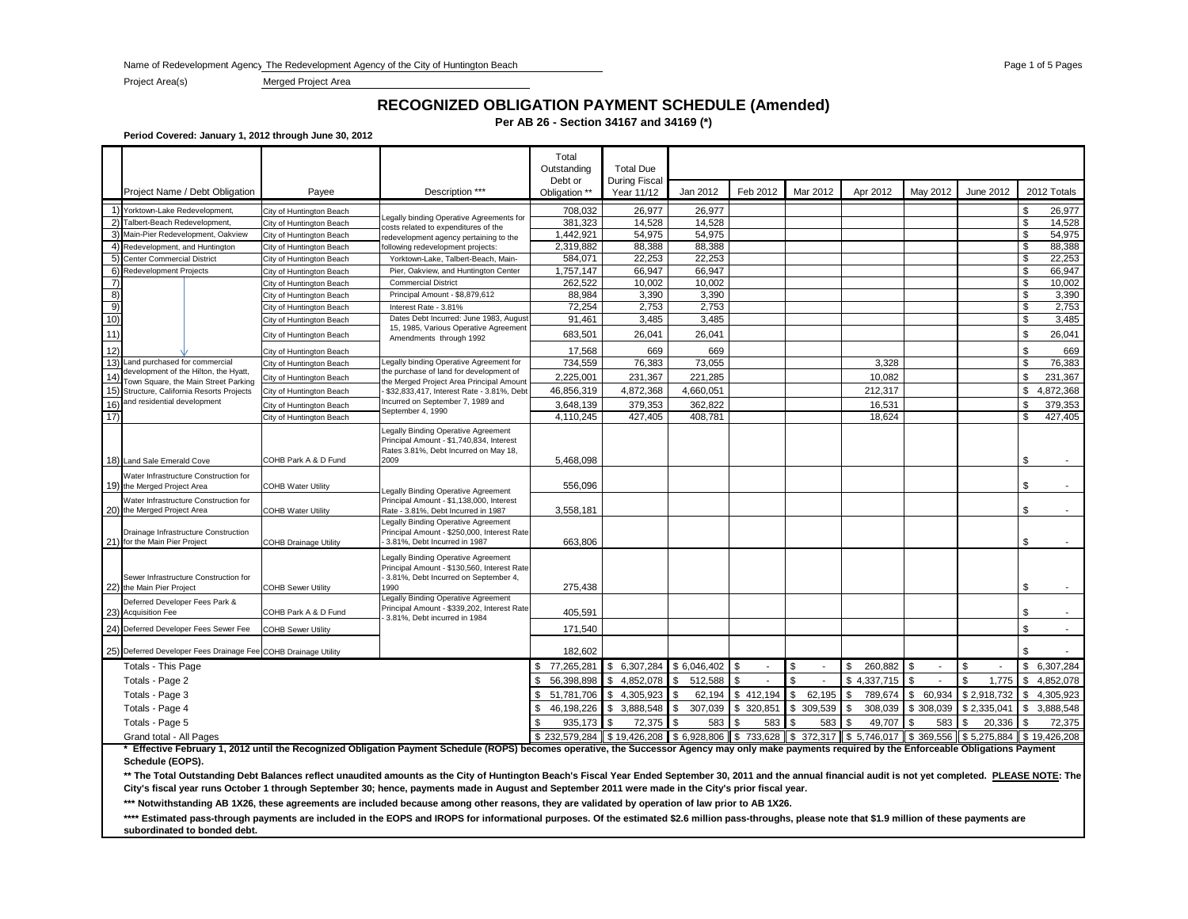Name of Redevelopment Agency: The Redevelopment Agency of the City of Huntington Beach

Project Area(s): Merged Project Area

# RECOGNIZED OBLIGATION PAYMENT SCHEDULE (Amended)

**Per AB 26 - Section 34167 and 34169 (*)**

**Period Covered: January 1, 2012 through June 30, 2012**

| | Project Name / Debt Obligation | Payee | Description *** | Total Outstanding Debt or Obligation ** | Total Due During Fiscal Year 11/12 | Jan 2012 | Feb 2012 | Mar 2012 | Apr 2012 | May 2012 | June 2012 | 2012 Totals |
|---|---|---|---|---|---|---|---|---|---|---|---|---|
| 1) | Yorktown-Lake Redevelopment, | City of Huntington Beach | Legally binding Operative Agreements for costs related to expenditures of the redevelopment agency pertaining to the following redevelopment projects: | 708,032 | 26,977 | 26,977 | | | | | | $ 26,977 |
| 2) | Talbert-Beach Redevelopment, | City of Huntington Beach | | 381,323 | 14,528 | 14,528 | | | | | | $ 14,528 |
| 3) | Main-Pier Redevelopment, Oakview | City of Huntington Beach | | 1,442,921 | 54,975 | 54,975 | | | | | | $ 54,975 |
| 4) | Redevelopment, and Huntington | City of Huntington Beach | | 2,319,882 | 88,388 | 88,388 | | | | | | $ 88,388 |
| 5) | Center Commercial District | City of Huntington Beach | Yorktown-Lake, Talbert-Beach, Main- | 584,071 | 22,253 | 22,253 | | | | | | $ 22,253 |
| 6) | Redevelopment Projects | City of Huntington Beach | Pier, Oakview, and Huntington Center | 1,757,147 | 66,947 | 66,947 | | | | | | $ 66,947 |
| 7) | | City of Huntington Beach | Commercial District | 262,522 | 10,002 | 10,002 | | | | | | $ 10,002 |
| 8) | | City of Huntington Beach | Principal Amount - $8,879,612 | 88,984 | 3,390 | 3,390 | | | | | | $ 3,390 |
| 9) | | City of Huntington Beach | Interest Rate - 3.81% | 72,254 | 2,753 | 2,753 | | | | | | $ 2,753 |
| 10) | | City of Huntington Beach | Dates Debt Incurred: June 1983, August | 91,461 | 3,485 | 3,485 | | | | | | $ 3,485 |
| 11) | | City of Huntington Beach | 15, 1985, Various Operative Agreement Amendments through 1992 | 683,501 | 26,041 | 26,041 | | | | | | $ 26,041 |
| 12) | | City of Huntington Beach | | 17,568 | 669 | 669 | | | | | | $ 669 |
| 13) | Land purchased for commercial | City of Huntington Beach | Legally binding Operative Agreement for | 734,559 | 76,383 | 73,055 | | | 3,328 | | | $ 76,383 |
| 14) | development of the Hilton, the Hyatt, Town Square, the Main Street Parking | City of Huntington Beach | the purchase of land for development of the Merged Project Area Principal Amount | 2,225,001 | 231,367 | 221,285 | | | 10,082 | | | $ 231,367 |
| 15) | Structure, California Resorts Projects | City of Huntington Beach | - $32,833,417, Interest Rate - 3.81%, Debt | 46,856,319 | 4,872,368 | 4,660,051 | | | 212,317 | | | $ 4,872,368 |
| 16) | and residential development | City of Huntington Beach | Incurred on September 7, 1989 and September 4, 1990 | 3,648,139 | 379,353 | 362,822 | | | 16,531 | | | $ 379,353 |
| 17) | | City of Huntington Beach | | 4,110,245 | 427,405 | 408,781 | | | 18,624 | | | $ 427,405 |
| 18) | Land Sale Emerald Cove | COHB Park A & D Fund | Legally Binding Operative Agreement Principal Amount - $1,740,834, Interest Rates 3.81%, Debt Incurred on May 18, 2009 | 5,468,098 | | | | | | | | $ - |
| 19) | Water Infrastructure Construction for the Merged Project Area | COHB Water Utility | Legally Binding Operative Agreement Principal Amount - $1,138,000, Interest Rate - 3.81%, Debt Incurred in 1987 | 556,096 | | | | | | | | $ - |
| 20) | Water Infrastructure Construction for the Merged Project Area | COHB Water Utility | | 3,558,181 | | | | | | | | $ - |
| 21) | Drainage Infrastructure Construction for the Main Pier Project | COHB Drainage Utility | Legally Binding Operative Agreement Principal Amount - $250,000, Interest Rate - 3.81%, Debt Incurred in 1987 | 663,806 | | | | | | | | $ - |
| 22) | Sewer Infrastructure Construction for the Main Pier Project | COHB Sewer Utility | Legally Binding Operative Agreement Principal Amount - $130,560, Interest Rate - 3.81%, Debt Incurred on September 4, 1990 | 275,438 | | | | | | | | $ - |
| 23) | Deferred Developer Fees Park & Acquisition Fee | COHB Park A & D Fund | Legally Binding Operative Agreement Principal Amount - $339,202, Interest Rate - 3.81%, Debt incurred in 1984 | 405,591 | | | | | | | | $ - |
| 24) | Deferred Developer Fees Sewer Fee | COHB Sewer Utility | | 171,540 | | | | | | | | $ - |
| 25) | Deferred Developer Fees Drainage Fee | COHB Drainage Utility | | 182,602 | | | | | | | | $ - |
| | Totals - This Page | | | $ 77,265,281 | $ 6,307,284 | $ 6,046,402 | $ - | $ - | $ 260,882 | $ - | $ - | $ 6,307,284 |
| | Totals - Page 2 | | | $ 56,398,898 | $ 4,852,078 | $ 512,588 | $ - | $ - | $ 4,337,715 | $ - | $ 1,775 | $ 4,852,078 |
| | Totals - Page 3 | | | $ 51,781,706 | $ 4,305,923 | $ 62,194 | $ 412,194 | $ 62,195 | $ 789,674 | $ 60,934 | $ 2,918,732 | $ 4,305,923 |
| | Totals - Page 4 | | | $ 46,198,226 | $ 3,888,548 | $ 307,039 | $ 320,851 | $ 309,539 | $ 308,039 | $ 308,039 | $ 2,335,041 | $ 3,888,548 |
| | Totals - Page 5 | | | $ 935,173 | $ 72,375 | $ 583 | $ 583 | $ 583 | $ 49,707 | $ 583 | $ 20,336 | $ 72,375 |
| | Grand total - All Pages | | | $ 232,579,284 | $ 19,426,208 | $ 6,928,806 | $ 733,628 | $ 372,317 | $ 5,746,017 | $ 369,556 | $ 5,275,884 | $ 19,426,208 |

**\* Effective February 1, 2012 until the Recognized Obligation Payment Schedule (ROPS) becomes operative, the Successor Agency may only make payments required by the Enforceable Obligations Payment Schedule (EOPS).**

**\*\* The Total Outstanding Debt Balances reflect unaudited amounts as the City of Huntington Beach's Fiscal Year Ended September 30, 2011 and the annual financial audit is not yet completed. PLEASE NOTE: The City's fiscal year runs October 1 through September 30; hence, payments made in August and September 2011 were made in the City's prior fiscal year.**

**\*\*\* Notwithstanding AB 1X26, these agreements are included because among other reasons, they are validated by operation of law prior to AB 1X26.**

**\*\*\*\* Estimated pass-through payments are included in the EOPS and IROPS for informational purposes. Of the estimated $2.6 million pass-throughs, please note that $1.9 million of these payments are subordinated to bonded debt.**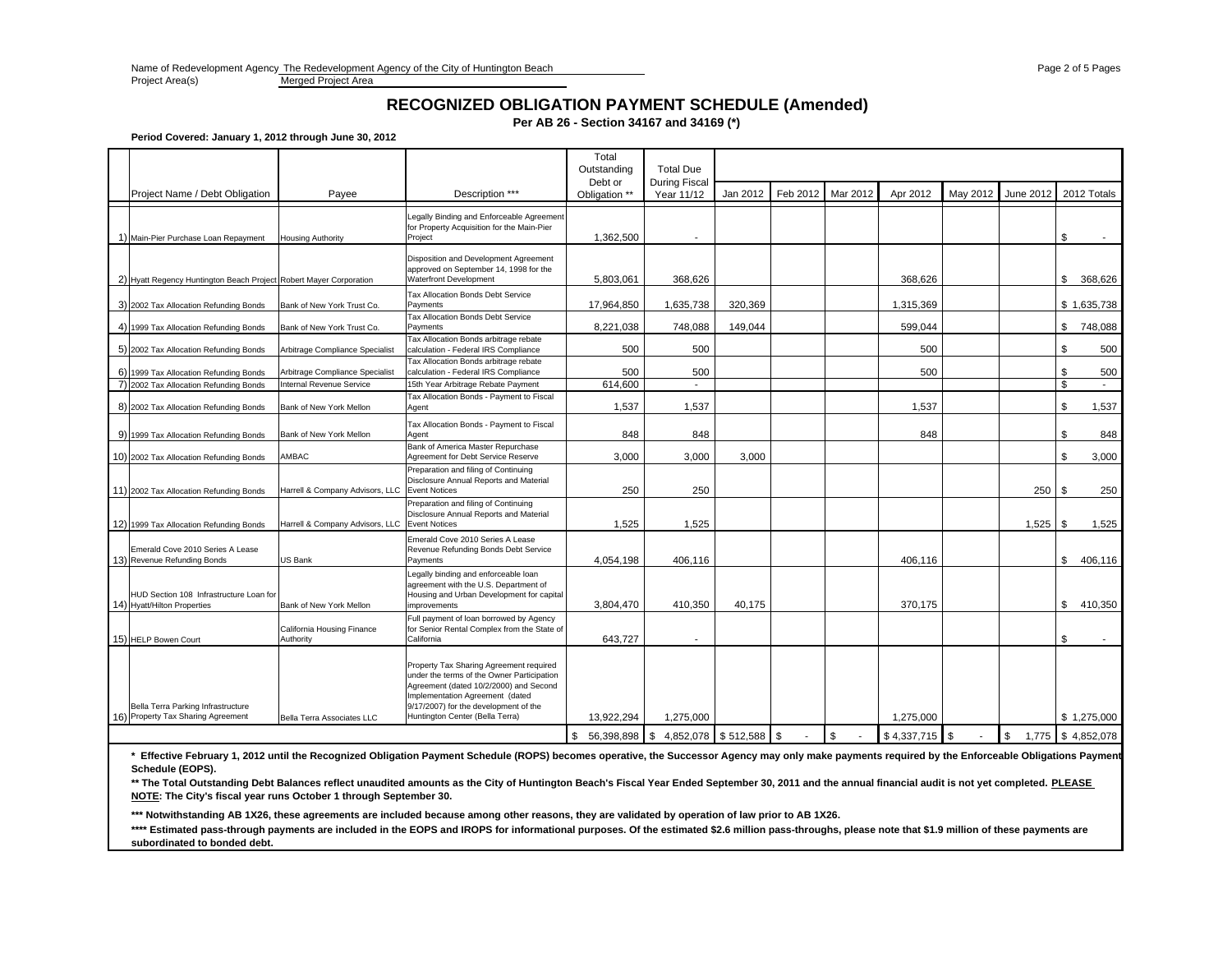Name of Redevelopment Agency The Redevelopment Agency of the City of Huntington Beach
Project Area(s) Merged Project Area

# RECOGNIZED OBLIGATION PAYMENT SCHEDULE (Amended)

**Per AB 26 - Section 34167 and 34169 (*)**

**Period Covered: January 1, 2012 through June 30, 2012**

| | Project Name / Debt Obligation | Payee | Description *** | Total Outstanding Debt or Obligation ** | Total Due During Fiscal Year 11/12 | Jan 2012 | Feb 2012 | Mar 2012 | Apr 2012 | May 2012 | June 2012 | 2012 Totals |
|---|---|---|---|---|---|---|---|---|---|---|---|---|
| 1) | Main-Pier Purchase Loan Repayment | Housing Authority | Legally Binding and Enforceable Agreement for Property Acquisition for the Main-Pier Project | 1,362,500 | - | | | | | | | $ - |
| 2) | Hyatt Regency Huntington Beach Project | Robert Mayer Corporation | Disposition and Development Agreement approved on September 14, 1998 for the Waterfront Development | 5,803,061 | 368,626 | | | | 368,626 | | | $ 368,626 |
| 3) | 2002 Tax Allocation Refunding Bonds | Bank of New York Trust Co. | Tax Allocation Bonds Debt Service Payments | 17,964,850 | 1,635,738 | 320,369 | | | 1,315,369 | | | $ 1,635,738 |
| 4) | 1999 Tax Allocation Refunding Bonds | Bank of New York Trust Co. | Tax Allocation Bonds Debt Service Payments | 8,221,038 | 748,088 | 149,044 | | | 599,044 | | | $ 748,088 |
| 5) | 2002 Tax Allocation Refunding Bonds | Arbitrage Compliance Specialist | Tax Allocation Bonds arbitrage rebate calculation - Federal IRS Compliance | 500 | 500 | | | | 500 | | | $ 500 |
| 6) | 1999 Tax Allocation Refunding Bonds | Arbitrage Compliance Specialist | Tax Allocation Bonds arbitrage rebate calculation - Federal IRS Compliance | 500 | 500 | | | | 500 | | | $ 500 |
| 7) | 2002 Tax Allocation Refunding Bonds | Internal Revenue Service | 15th Year Arbitrage Rebate Payment | 614,600 | - | | | | | | | $ - |
| 8) | 2002 Tax Allocation Refunding Bonds | Bank of New York Mellon | Tax Allocation Bonds - Payment to Fiscal Agent | 1,537 | 1,537 | | | | 1,537 | | | $ 1,537 |
| 9) | 1999 Tax Allocation Refunding Bonds | Bank of New York Mellon | Tax Allocation Bonds - Payment to Fiscal Agent | 848 | 848 | | | | 848 | | | $ 848 |
| 10) | 2002 Tax Allocation Refunding Bonds | AMBAC | Bank of America Master Repurchase Agreement for Debt Service Reserve | 3,000 | 3,000 | 3,000 | | | | | | $ 3,000 |
| 11) | 2002 Tax Allocation Refunding Bonds | Harrell & Company Advisors, LLC | Preparation and filing of Continuing Disclosure Annual Reports and Material Event Notices | 250 | 250 | | | | | | 250 | $ 250 |
| 12) | 1999 Tax Allocation Refunding Bonds | Harrell & Company Advisors, LLC | Preparation and filing of Continuing Disclosure Annual Reports and Material Event Notices | 1,525 | 1,525 | | | | | | 1,525 | $ 1,525 |
| 13) | Emerald Cove 2010 Series A Lease Revenue Refunding Bonds | US Bank | Emerald Cove 2010 Series A Lease Revenue Refunding Bonds Debt Service Payments | 4,054,198 | 406,116 | | | | 406,116 | | | $ 406,116 |
| 14) | HUD Section 108 Infrastructure Loan for Hyatt/Hilton Properties | Bank of New York Mellon | Legally binding and enforceable loan agreement with the U.S. Department of Housing and Urban Development for capital improvements | 3,804,470 | 410,350 | 40,175 | | | 370,175 | | | $ 410,350 |
| 15) | HELP Bowen Court | California Housing Finance Authority | Full payment of loan borrowed by Agency for Senior Rental Complex from the State of California | 643,727 | - | | | | | | | $ - |
| 16) | Bella Terra Parking Infrastructure Property Tax Sharing Agreement | Bella Terra Associates LLC | Property Tax Sharing Agreement required under the terms of the Owner Participation Agreement (dated 10/2/2000) and Second Implementation Agreement (dated 9/17/2007) for the development of the Huntington Center (Bella Terra) | 13,922,294 | 1,275,000 | | | | 1,275,000 | | | $ 1,275,000 |
| | | | | $ 56,398,898 | $ 4,852,078 | $ 512,588 | $ - | $ - | $ 4,337,715 | $ - | $ 1,775 | $ 4,852,078 |

**\* Effective February 1, 2012 until the Recognized Obligation Payment Schedule (ROPS) becomes operative, the Successor Agency may only make payments required by the Enforceable Obligations Payment Schedule (EOPS).**

**\*\* The Total Outstanding Debt Balances reflect unaudited amounts as the City of Huntington Beach's Fiscal Year Ended September 30, 2011 and the annual financial audit is not yet completed. PLEASE NOTE: The City's fiscal year runs October 1 through September 30.**

**\*\*\* Notwithstanding AB 1X26, these agreements are included because among other reasons, they are validated by operation of law prior to AB 1X26.**

**\*\*\*\* Estimated pass-through payments are included in the EOPS and IROPS for informational purposes. Of the estimated $2.6 million pass-throughs, please note that $1.9 million of these payments are subordinated to bonded debt.**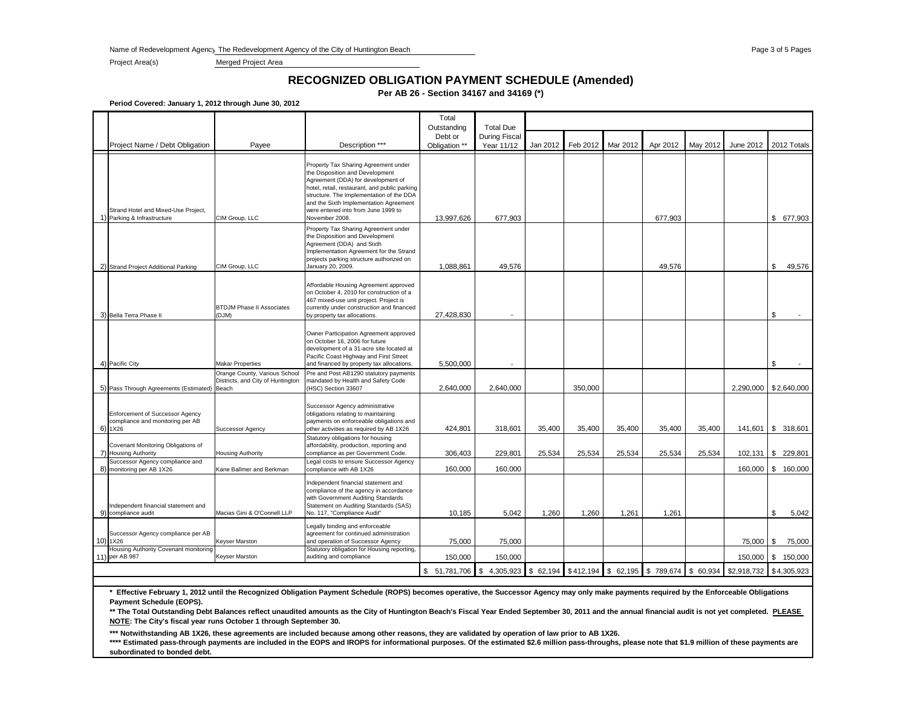Name of Redevelopment Agency The Redevelopment Agency of the City of Huntington Beach

Project Area(s) Merged Project Area

# RECOGNIZED OBLIGATION PAYMENT SCHEDULE (Amended)

**Per AB 26 - Section 34167 and 34169 (*)**

**Period Covered: January 1, 2012 through June 30, 2012**

| | Project Name / Debt Obligation | Payee | Description *** | Total Outstanding Debt or Obligation ** | Total Due During Fiscal Year 11/12 | Jan 2012 | Feb 2012 | Mar 2012 | Apr 2012 | May 2012 | June 2012 | 2012 Totals |
|---|---|---|---|---|---|---|---|---|---|---|---|---|
| 1) | Strand Hotel and Mixed-Use Project, Parking & Infrastructure | CIM Group, LLC | Property Tax Sharing Agreement under the Disposition and Development Agreement (DDA) for development of hotel, retail, restaurant, and public parking structure. The Implementation of the DDA and the Sixth Implementation Agreement were entered into from June 1999 to November 2008. | 13,997,626 | 677,903 | | | | 677,903 | | | $ 677,903 |
| 2) | Strand Project Additional Parking | CIM Group, LLC | Property Tax Sharing Agreement under the Disposition and Development Agreement (DDA) and Sixth Implementation Agreement for the Strand projects parking structure authorized on January 20, 2009. | 1,088,861 | 49,576 | | | | 49,576 | | | $ 49,576 |
| 3) | Bella Terra Phase II | BTDJM Phase II Associates (DJM) | Affordable Housing Agreement approved on October 4, 2010 for construction of a 467 mixed-use unit project. Project is currently under construction and financed by property tax allocations. | 27,428,830 | - | | | | | | | $ - |
| 4) | Pacific City | Makar Properties | Owner Participation Agreement approved on October 16, 2006 for future development of a 31-acre site located at Pacific Coast Highway and First Street and financed by property tax allocations. | 5,500,000 | - | | | | | | | $ - |
| 5) | Pass Through Agreements (Estimated) | Orange County, Various School Districts, and City of Huntington Beach | Pre and Post AB1290 statutory payments mandated by Health and Safety Code (HSC) Section 33607 | 2,640,000 | 2,640,000 | | 350,000 | | | | 2,290,000 | $2,640,000 |
| 6) | Enforcement of Successor Agency compliance and monitoring per AB 1X26 | Successor Agency | Successor Agency administrative obligations relating to maintaining payments on enforceable obligations and other activities as required by AB 1X26 | 424,801 | 318,601 | 35,400 | 35,400 | 35,400 | 35,400 | 35,400 | 141,601 | $ 318,601 |
| 7) | Covenant Monitoring Obligations of Housing Authority | Housing Authority | Statutory obligations for housing affordability, production, reporting and compliance as per Government Code. | 306,403 | 229,801 | 25,534 | 25,534 | 25,534 | 25,534 | 25,534 | 102,131 | $ 229,801 |
| 8) | Successor Agency compliance and monitoring per AB 1X26 | Kane Ballmer and Berkman | Legal costs to ensure Successor Agency compliance with AB 1X26 | 160,000 | 160,000 | | | | | | 160,000 | $ 160,000 |
| 9) | Independent financial statement and compliance audit | Macias Gini & O'Connell LLP | Independent financial statement and compliance of the agency in accordance with Government Auditing Standards Statement on Auditing Standards (SAS) No. 117, "Compliance Audit" | 10,185 | 5,042 | 1,260 | 1,260 | 1,261 | 1,261 | | | $ 5,042 |
| 10) | Successor Agency compliance per AB 1X26 | Keyser Marston | Legally binding and enforceable agreement for continued administration and operation of Successor Agency | 75,000 | 75,000 | | | | | | 75,000 | $ 75,000 |
| 11) | Housing Authority Covenant monitoring per AB 987 | Keyser Marston | Statutory obligation for Housing reporting, auditing and compliance | 150,000 | 150,000 | | | | | | 150,000 | $ 150,000 |
| | | | | $ 51,781,706 | $ 4,305,923 | $ 62,194 | $412,194 | $ 62,195 | $ 789,674 | $ 60,934 | $2,918,732 | $4,305,923 |

**\* Effective February 1, 2012 until the Recognized Obligation Payment Schedule (ROPS) becomes operative, the Successor Agency may only make payments required by the Enforceable Obligations Payment Schedule (EOPS).**

**\*\* The Total Outstanding Debt Balances reflect unaudited amounts as the City of Huntington Beach's Fiscal Year Ended September 30, 2011 and the annual financial audit is not yet completed. PLEASE NOTE: The City's fiscal year runs October 1 through September 30.**

**\*\*\* Notwithstanding AB 1X26, these agreements are included because among other reasons, they are validated by operation of law prior to AB 1X26.**

**\*\*\*\* Estimated pass-through payments are included in the EOPS and IROPS for informational purposes. Of the estimated $2.6 million pass-throughs, please note that $1.9 million of these payments are subordinated to bonded debt.**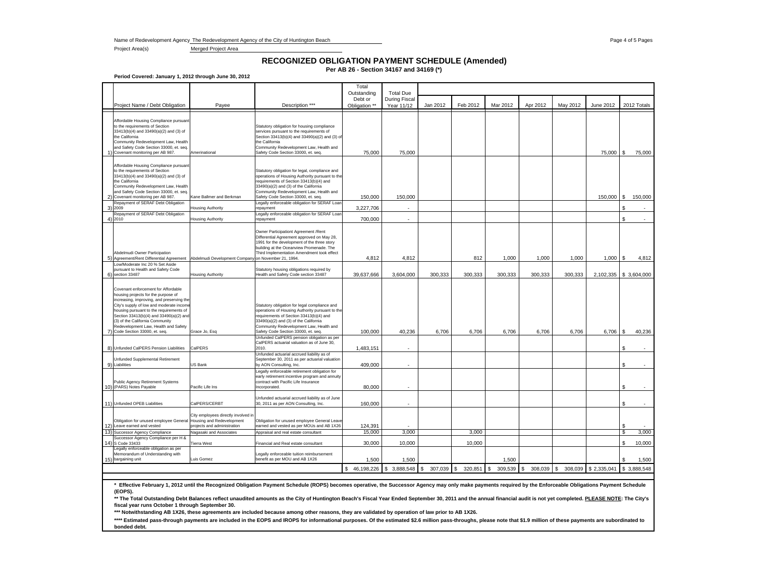Name of Redevelopment Agency The Redevelopment Agency of the City of Huntington Beach

Project Area(s) Merged Project Area

# RECOGNIZED OBLIGATION PAYMENT SCHEDULE (Amended)

**Per AB 26 - Section 34167 and 34169 (*)**

**Period Covered: January 1, 2012 through June 30, 2012**

| | Project Name / Debt Obligation | Payee | Description *** | Total Outstanding Debt or Obligation ** | Total Due During Fiscal Year 11/12 | Jan 2012 | Feb 2012 | Mar 2012 | Apr 2012 | May 2012 | June 2012 | 2012 Totals |
|---|---|---|---|---|---|---|---|---|---|---|---|---|
| 1) | Affordable Housing Compliance pursuant to the requirements of Section 33413(b)(4) and 33490(a)(2) and (3) of the California Community Redevelopment Law, Health and Safety Code Section 33000, et. seq. Covenant monitoring per AB 987. | Amerinational | Statutory obligation for housing compliance services pursuant to the requirements of Section 33413(b)(4) and 33490(a)(2) and (3) of the California Community Redevelopment Law, Health and Safety Code Section 33000, et. seq. | 75,000 | 75,000 | | | | | | 75,000 | $ 75,000 |
| 2) | Affordable Housing Compliance pursuant to the requirements of Section 33413(b)(4) and 33490(a)(2) and (3) of the California Community Redevelopment Law, Health and Safety Code Section 33000, et. seq. Covenant monitoring per AB 987. | Kane Ballmer and Berkman | Statutory obligation for legal, compliance and operations of Housing Authority pursuant to the requirements of Section 33413(b)(4) and 33490(a)(2) and (3) of the California Community Redevelopment Law, Health and Safety Code Section 33000, et. seq. | 150,000 | 150,000 | | | | | | 150,000 | $ 150,000 |
| 3) | Repayment of SERAF Debt Obligation 2009 | Housing Authority | Legally enforceable obligation for SERAF Loan repayment | 3,227,706 | - | | | | | | | $ - |
| 4) | Repayment of SERAF Debt Obligation 2010 | Housing Authority | Legally enforceable obligation for SERAF Loan repayment | 700,000 | - | | | | | | | $ - |
| 5) | Abdelmudi Owner Participation Agreement/Rent Differential Agreement | Abdelmudi Development Company | Owner Participationt Agreement /Rent Differential Agreement approved on May 28, 1991 for the development of the three story building at the Oceanview Promenade. The Third Implementation Amendment took effect on November 21, 1994. | 4,812 | 4,812 | | 812 | 1,000 | 1,000 | 1,000 | 1,000 | $ 4,812 |
| 6) | Low/Moderate Inc 20 % Set Aside pursuant to Health and Safety Code section 33487 | Housing Authority | Statutory housing obligations required by Health and Safety Code section 33487 | 39,637,666 | 3,604,000 | 300,333 | 300,333 | 300,333 | 300,333 | 300,333 | 2,102,335 | $ 3,604,000 |
| 7) | Covenant enforcement for Affordable housing projects for the purpose of increasing, improving, and preserving the City's supply of low and moderate income housing pursuant to the requirements of Section 33413(b)(4) and 33490(a)(2) and (3) of the California Community Redevelopment Law, Health and Safety Code Section 33000, et. seq. | Grace Jo, Esq | Statutory obligation for legal compliance and operations of Housing Authority pursuant to the requirements of Section 33413(b)(4) and 33490(a)(2) and (3) of the California Community Redevelopment Law, Health and Safety Code Section 33000, et. seq. | 100,000 | 40,236 | 6,706 | 6,706 | 6,706 | 6,706 | 6,706 | 6,706 | $ 40,236 |
| 8) | Unfunded CalPERS Pension Liabilities | CalPERS | Unfunded CalPERS pension obligation as per CalPERS actuarial valuation as of June 30, 2010. | 1,483,151 | - | | | | | | | $ - |
| 9) | Unfunded Supplemental Retirement Liabilities | US Bank | Unfunded actuarial accrued liability as of September 30, 2011 as per actuarial valuation by AON Consulting, Inc. | 409,000 | - | | | | | | | $ - |
| 10) | Public Agency Retirement Systems (PARS) Notes Payable | Pacific Life Ins | Legally enforceable retirement obligation for early retirement incentive program and annuity contract with Pacific Life Insurance Incorporated. | 80,000 | - | | | | | | | $ - |
| 11) | Unfunded OPEB Liabilities | CalPERS/CERBT | Unfunded actuarial accrued liability as of June 30, 2011 as per AON Consulting, Inc. | 160,000 | - | | | | | | | $ - |
| 12) | Obligation for unused employee General Leave earned and vested | City employees directly involved in Housing and Redevelopment projects and administration | Obligation for unused employee General Leave earned and vested as per MOUs and AB 1X26 | 124,391 | - | | | | | | | $ - |
| 13) | Successor Agency Compliance | Nagasaki and Associates | Appraisal and real estate consultant | 15,000 | 3,000 | | 3,000 | | | | | $ 3,000 |
| 14) | Successor Agency Compliance per H & S Code 33433 | Tierra West | Financial and Real estate consultant | 30,000 | 10,000 | | 10,000 | | | | | $ 10,000 |
| 15) | Legally enforceable obligation as per Memorandum of Understanding with bargaining unit | Luis Gomez | Legally enforceable tuition reimbursement benefit as per MOU and AB 1X26 | 1,500 | 1,500 | | | 1,500 | | | | $ 1,500 |
| | | | | $ 46,198,226 | $ 3,888,548 | $ 307,039 | $ 320,851 | $ 309,539 | $ 308,039 | $ 308,039 | $ 2,335,041 | $ 3,888,548 |

**\* Effective February 1, 2012 until the Recognized Obligation Payment Schedule (ROPS) becomes operative, the Successor Agency may only make payments required by the Enforceable Obligations Payment Schedule (EOPS).**

**\*\* The Total Outstanding Debt Balances reflect unaudited amounts as the City of Huntington Beach's Fiscal Year Ended September 30, 2011 and the annual financial audit is not yet completed. PLEASE NOTE: The City's fiscal year runs October 1 through September 30.**

**\*\*\* Notwithstanding AB 1X26, these agreements are included because among other reasons, they are validated by operation of law prior to AB 1X26.**

**\*\*\*\* Estimated pass-through payments are included in the EOPS and IROPS for informational purposes. Of the estimated $2.6 million pass-throughs, please note that $1.9 million of these payments are subordinated to bonded debt.**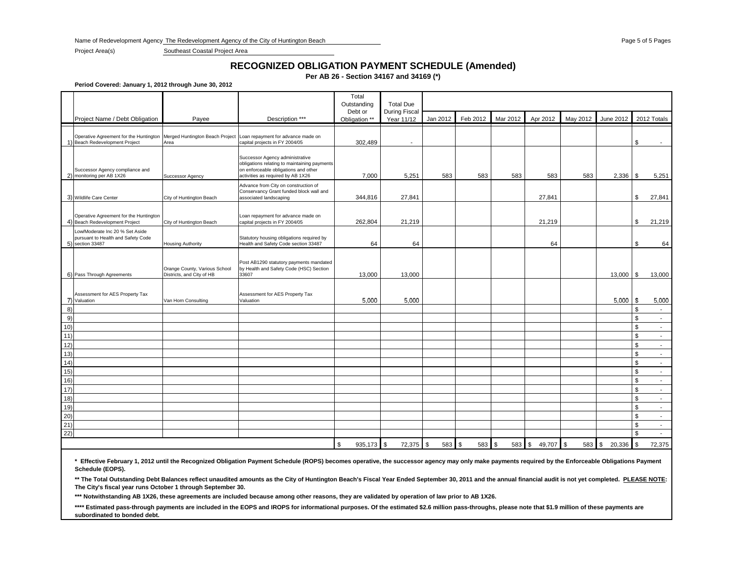Name of Redevelopment Agency The Redevelopment Agency of the City of Huntington Beach

Project Area(s) Southeast Coastal Project Area

# RECOGNIZED OBLIGATION PAYMENT SCHEDULE (Amended)

**Per AB 26 - Section 34167 and 34169 (*)**

**Period Covered: January 1, 2012 through June 30, 2012**

| | Project Name / Debt Obligation | Payee | Description *** | Total Outstanding Debt or Obligation ** | Total Due During Fiscal Year 11/12 | Jan 2012 | Feb 2012 | Mar 2012 | Apr 2012 | May 2012 | June 2012 | 2012 Totals |
|---|---|---|---|---|---|---|---|---|---|---|---|---|
| 1) | Operative Agreement for the Huntington Beach Redevelopment Project | Merged Huntington Beach Project Area | Loan repayment for advance made on capital projects in FY 2004/05 | 302,489 | - | | | | | | | $ - |
| 2) | Successor Agency compliance and monitoring per AB 1X26 | Successor Agency | Successor Agency administrative obligations relating to maintaining payments on enforceable obligations and other activities as required by AB 1X26 | 7,000 | 5,251 | 583 | 583 | 583 | 583 | 583 | 2,336 | $ 5,251 |
| 3) | Wildlife Care Center | City of Huntington Beach | Advance from City on construction of Conservancy Grant funded block wall and associated landscaping | 344,816 | 27,841 | | | | 27,841 | | | $ 27,841 |
| 4) | Operative Agreement for the Huntington Beach Redevelopment Project | City of Huntington Beach | Loan repayment for advance made on capital projects in FY 2004/05 | 262,804 | 21,219 | | | | 21,219 | | | $ 21,219 |
| 5) | Low/Moderate Inc 20 % Set Aside pursuant to Health and Safety Code section 33487 | Housing Authority | Statutory housing obligations required by Health and Safety Code section 33487 | 64 | 64 | | | | 64 | | | $ 64 |
| 6) | Pass Through Agreements | Orange County, Various School Districts, and City of HB | Post AB1290 statutory payments mandated by Health and Safety Code (HSC) Section 33607 | 13,000 | 13,000 | | | | | | 13,000 | $ 13,000 |
| 7) | Assessment for AES Property Tax Valuation | Van Horn Consulting | Assessment for AES Property Tax Valuation | 5,000 | 5,000 | | | | | | 5,000 | $ 5,000 |
| 8) | | | | | | | | | | | | $ - |
| 9) | | | | | | | | | | | | $ - |
| 10) | | | | | | | | | | | | $ - |
| 11) | | | | | | | | | | | | $ - |
| 12) | | | | | | | | | | | | $ - |
| 13) | | | | | | | | | | | | $ - |
| 14) | | | | | | | | | | | | $ - |
| 15) | | | | | | | | | | | | $ - |
| 16) | | | | | | | | | | | | $ - |
| 17) | | | | | | | | | | | | $ - |
| 18) | | | | | | | | | | | | $ - |
| 19) | | | | | | | | | | | | $ - |
| 20) | | | | | | | | | | | | $ - |
| 21) | | | | | | | | | | | | $ - |
| 22) | | | | | | | | | | | | $ - |
| | | | | $ 935,173 | $ 72,375 | $ 583 | $ 583 | $ 583 | $ 49,707 | $ 583 | $ 20,336 | $ 72,375 |

**\* Effective February 1, 2012 until the Recognized Obligation Payment Schedule (ROPS) becomes operative, the successor agency may only make payments required by the Enforceable Obligations Payment Schedule (EOPS).**

**\*\* The Total Outstanding Debt Balances reflect unaudited amounts as the City of Huntington Beach's Fiscal Year Ended September 30, 2011 and the annual financial audit is not yet completed. PLEASE NOTE: The City's fiscal year runs October 1 through September 30.**

**\*\*\* Notwithstanding AB 1X26, these agreements are included because among other reasons, they are validated by operation of law prior to AB 1X26.**

**\*\*\*\* Estimated pass-through payments are included in the EOPS and IROPS for informational purposes. Of the estimated $2.6 million pass-throughs, please note that $1.9 million of these payments are subordinated to bonded debt.**